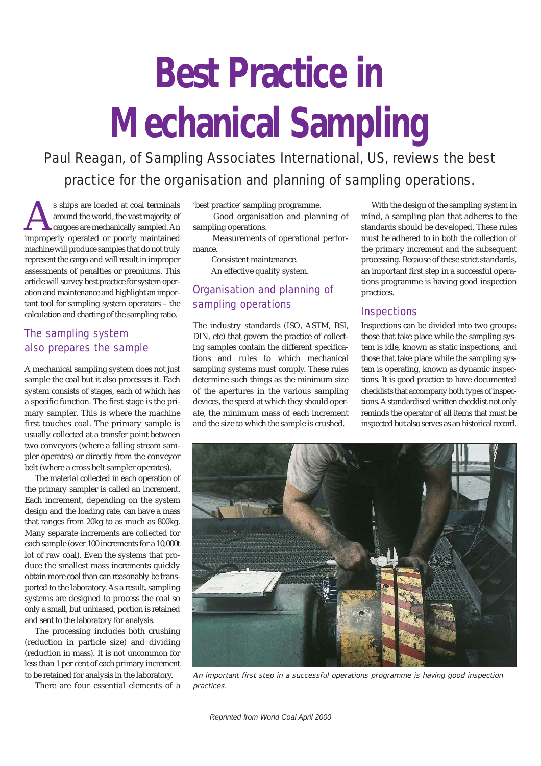# Best Practice in Mechanical Sampling

Paul Reagan, of Sampling Associates International, US, reviews the best practice for the organisation and planning of sampling operations.

As ships are loaded at coal terminals around the world, the vast majority of cargoes are mechanically sampled. An improperly operated or poorly maintained machine will produce samples that do not truly represent the cargo and will result in improper assessments of penalties or premiums. This article will survey best practice for system operation and maintenance and highlight an important tool for sampling system operators – the calculation and charting of the sampling ratio.

## The sampling system also prepares the sample

A mechanical sampling system does not just sample the coal but it also processes it. Each system consists of stages, each of which has a specific function. The first stage is the primary sampler. This is where the machine first touches coal. The primary sample is usually collected at a transfer point between two conveyors (where a falling stream sampler operates) or directly from the conveyor belt (where a cross belt sampler operates).

The material collected in each operation of the primary sampler is called an increment. Each increment, depending on the system design and the loading rate, can have a mass that ranges from 20kg to as much as 800kg. Many separate increments are collected for each sample (over 100 increments for a 10,000t lot of raw coal). Even the systems that produce the smallest mass increments quickly obtain more coal than can reasonably be transported to the laboratory. As a result, sampling systems are designed to process the coal so only a small, but unbiased, portion is retained and sent to the laboratory for analysis.

The processing includes both crushing (reduction in particle size) and dividing (reduction in mass). It is not uncommon for less than 1 per cent of each primary increment to be retained for analysis in the laboratory.

There are four essential elements of a 'best practice' sampling programme.

- Good organisation and planning of sampling operations.
- Measurements of operational performance.
- Consistent maintenance.
- An effective quality system.

## Organisation and planning of sampling operations

The industry standards (ISO, ASTM, BSI, DIN, etc) that govern the practice of collecting samples contain the different specifications and rules to which mechanical sampling systems must comply. These rules determine such things as the minimum size of the apertures in the various sampling devices, the speed at which they should operate, the minimum mass of each increment and the size to which the sample is crushed.

With the design of the sampling system in mind, a sampling plan that adheres to the standards should be developed. These rules must be adhered to in both the collection of the primary increment and the subsequent processing. Because of these strict standards, an important first step in a successful operations programme is having good inspection practices.

## Inspections

Inspections can be divided into two groups: those that take place while the sampling system is idle, known as static inspections, and those that take place while the sampling system is operating, known as dynamic inspections. It is good practice to have documented checklists that accompany both types of inspections. A standardised written checklist not only reminds the operator of all items that must be inspected but also serves as an historical record.

*An important first step in a successful operations programme is having good inspection practices.*

Reprinted from World Coal April 2000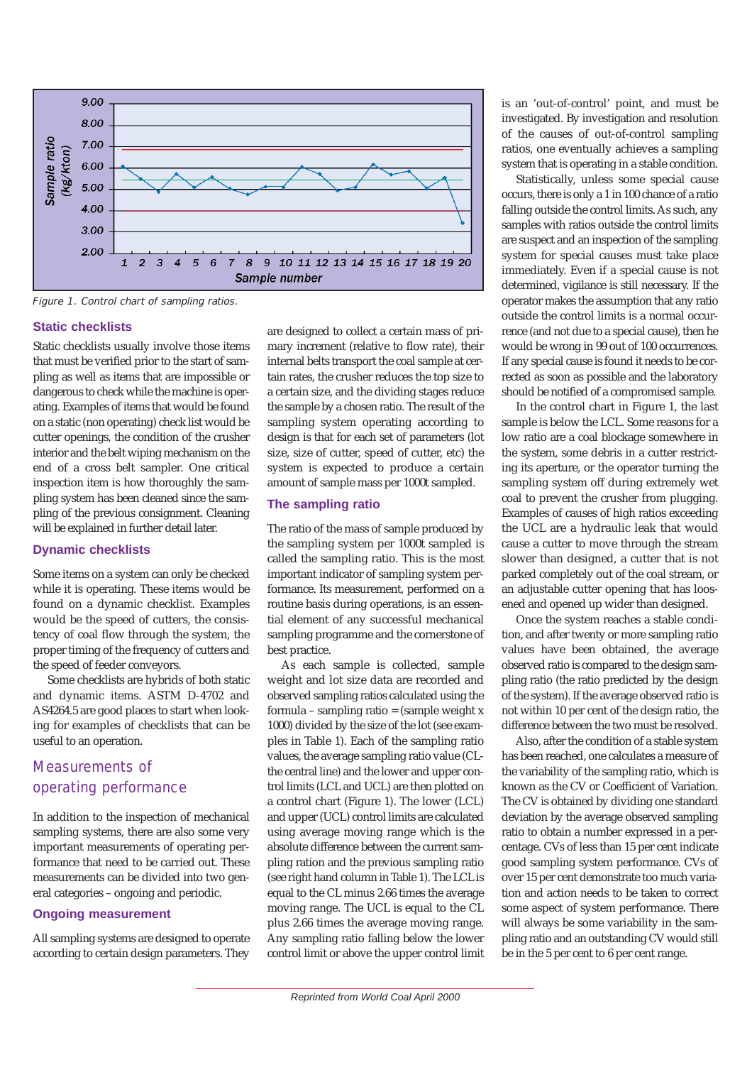Figure 1. Control chart of sampling ratios.

### Static checklists

Static checklists usually involve those items that must be verified prior to the start of sampling as well as items that are impossible or dangerous to check while the machine is operating. Examples of items that would be found on a static (non operating) check list would be cutter openings, the condition of the crusher interior and the belt wiping mechanism on the end of a cross belt sampler. One critical inspection item is how thoroughly the sampling system has been cleaned since the sampling of the previous consignment. Cleaning will be explained in further detail later.

### Dynamic checklists

Some items on a system can only be checked while it is operating. These items would be found on a dynamic checklist. Examples would be the speed of cutters, the consistency of coal flow through the system, the proper timing of the frequency of cutters and the speed of feeder conveyors.

Some checklists are hybrids of both static and dynamic items. ASTM D-4702 and AS4264.5 are good places to start when looking for examples of checklists that can be useful to an operation.

## Measurements of operating performance

In addition to the inspection of mechanical sampling systems, there are also some very important measurements of operating performance that need to be carried out. These measurements can be divided into two general categories – ongoing and periodic.

### Ongoing measurement

All sampling systems are designed to operate according to certain design parameters. They are designed to collect a certain mass of primary increment (relative to flow rate), their internal belts transport the coal sample at certain rates, the crusher reduces the top size to a certain size, and the dividing stages reduce the sample by a chosen ratio. The result of the sampling system operating according to design is that for each set of parameters (lot size, size of cutter, speed of cutter, etc) the system is expected to produce a certain amount of sample mass per 1000t sampled.

### The sampling ratio

The ratio of the mass of sample produced by the sampling system per 1000t sampled is called the sampling ratio. This is the most important indicator of sampling system performance. Its measurement, performed on a routine basis during operations, is an essential element of any successful mechanical sampling programme and the cornerstone of best practice.

As each sample is collected, sample weight and lot size data are recorded and observed sampling ratios calculated using the formula – sampling ratio = (sample weight x 1000) divided by the size of the lot (see examples in Table 1). Each of the sampling ratio values, the average sampling ratio value (CL-the central line) and the lower and upper control limits (LCL and UCL) are then plotted on a control chart (Figure 1). The lower (LCL) and upper (UCL) control limits are calculated using average moving range which is the absolute difference between the current sampling ration and the previous sampling ratio (see right hand column in Table 1). The LCL is equal to the CL minus 2.66 times the average moving range. The UCL is equal to the CL plus 2.66 times the average moving range. Any sampling ratio falling below the lower control limit or above the upper control limit is an 'out-of-control' point, and must be investigated. By investigation and resolution of the causes of out-of-control sampling ratios, one eventually achieves a sampling system that is operating in a stable condition.

Statistically, unless some special cause occurs, there is only a 1 in 100 chance of a ratio falling outside the control limits. As such, any samples with ratios outside the control limits are suspect and an inspection of the sampling system for special causes must take place immediately. Even if a special cause is not determined, vigilance is still necessary. If the operator makes the assumption that any ratio outside the control limits is a normal occurrence (and not due to a special cause), then he would be wrong in 99 out of 100 occurrences. If any special cause is found it needs to be corrected as soon as possible and the laboratory should be notified of a compromised sample.

In the control chart in Figure 1, the last sample is below the LCL. Some reasons for a low ratio are a coal blockage somewhere in the system, some debris in a cutter restricting its aperture, or the operator turning the sampling system off during extremely wet coal to prevent the crusher from plugging. Examples of causes of high ratios exceeding the UCL are a hydraulic leak that would cause a cutter to move through the stream slower than designed, a cutter that is not parked completely out of the coal stream, or an adjustable cutter opening that has loosened and opened up wider than designed.

Once the system reaches a stable condition, and after twenty or more sampling ratio values have been obtained, the average observed ratio is compared to the design sampling ratio (the ratio predicted by the design of the system). If the average observed ratio is not within 10 per cent of the design ratio, the difference between the two must be resolved.

Also, after the condition of a stable system has been reached, one calculates a measure of the variability of the sampling ratio, which is known as the CV or Coefficient of Variation. The CV is obtained by dividing one standard deviation by the average observed sampling ratio to obtain a number expressed in a percentage. CVs of less than 15 per cent indicate good sampling system performance. CVs of over 15 per cent demonstrate too much variation and action needs to be taken to correct some aspect of system performance. There will always be some variability in the sampling ratio and an outstanding CV would still be in the 5 per cent to 6 per cent range.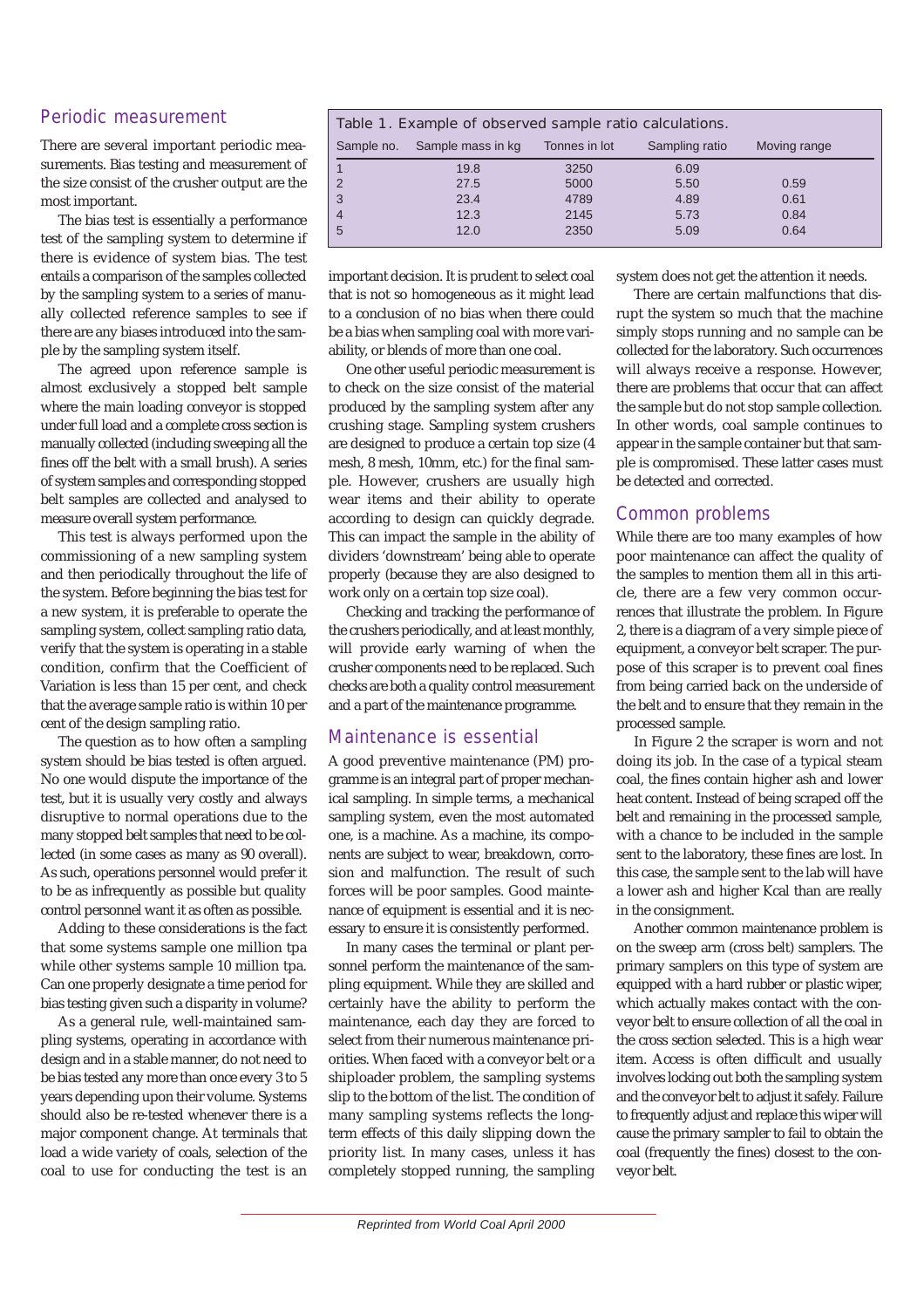## Periodic measurement

There are several important periodic measurements. Bias testing and measurement of the size consist of the crusher output are the most important.

The bias test is essentially a performance test of the sampling system to determine if there is evidence of system bias. The test entails a comparison of the samples collected by the sampling system to a series of manually collected reference samples to see if there are any biases introduced into the sample by the sampling system itself.

The agreed upon reference sample is almost exclusively a stopped belt sample where the main loading conveyor is stopped under full load and a complete cross section is manually collected (including sweeping all the fines off the belt with a small brush). A series of system samples and corresponding stopped belt samples are collected and analysed to measure overall system performance.

This test is always performed upon the commissioning of a new sampling system and then periodically throughout the life of the system. Before beginning the bias test for a new system, it is preferable to operate the sampling system, collect sampling ratio data, verify that the system is operating in a stable condition, confirm that the Coefficient of Variation is less than 15 per cent, and check that the average sample ratio is within 10 per cent of the design sampling ratio.

The question as to how often a sampling system should be bias tested is often argued. No one would dispute the importance of the test, but it is usually very costly and always disruptive to normal operations due to the many stopped belt samples that need to be collected (in some cases as many as 90 overall). As such, operations personnel would prefer it to be as infrequently as possible but quality control personnel want it as often as possible.

Adding to these considerations is the fact that some systems sample one million tpa while other systems sample 10 million tpa. Can one properly designate a time period for bias testing given such a disparity in volume?

As a general rule, well-maintained sampling systems, operating in accordance with design and in a stable manner, do not need to be bias tested any more than once every 3 to 5 years depending upon their volume. Systems should also be re-tested whenever there is a major component change. At terminals that load a wide variety of coals, selection of the coal to use for conducting the test is an important decision. It is prudent to select coal that is not so homogeneous as it might lead to a conclusion of no bias when there could be a bias when sampling coal with more variability, or blends of more than one coal.

Table 1. Example of observed sample ratio calculations.

| Sample no. | Sample mass in kg | Tonnes in lot | Sampling ratio | Moving range |
|---|---|---|---|---|
| 1 | 19.8 | 3250 | 6.09 | |
| 2 | 27.5 | 5000 | 5.50 | 0.59 |
| 3 | 23.4 | 4789 | 4.89 | 0.61 |
| 4 | 12.3 | 2145 | 5.73 | 0.84 |
| 5 | 12.0 | 2350 | 5.09 | 0.64 |

One other useful periodic measurement is to check on the size consist of the material produced by the sampling system after any crushing stage. Sampling system crushers are designed to produce a certain top size (4 mesh, 8 mesh, 10mm, etc.) for the final sample. However, crushers are usually high wear items and their ability to operate according to design can quickly degrade. This can impact the sample in the ability of dividers 'downstream' being able to operate properly (because they are also designed to work only on a certain top size coal).

Checking and tracking the performance of the crushers periodically, and at least monthly, will provide early warning of when the crusher components need to be replaced. Such checks are both a quality control measurement and a part of the maintenance programme.

## Maintenance is essential

A good preventive maintenance (PM) programme is an integral part of proper mechanical sampling. In simple terms, a mechanical sampling system, even the most automated one, is a machine. As a machine, its components are subject to wear, breakdown, corrosion and malfunction. The result of such forces will be poor samples. Good maintenance of equipment is essential and it is necessary to ensure it is consistently performed.

In many cases the terminal or plant personnel perform the maintenance of the sampling equipment. While they are skilled and certainly have the ability to perform the maintenance, each day they are forced to select from their numerous maintenance priorities. When faced with a conveyor belt or a shiploader problem, the sampling systems slip to the bottom of the list. The condition of many sampling systems reflects the long-term effects of this daily slipping down the priority list. In many cases, unless it has completely stopped running, the sampling system does not get the attention it needs.

There are certain malfunctions that disrupt the system so much that the machine simply stops running and no sample can be collected for the laboratory. Such occurrences will always receive a response. However, there are problems that occur that can affect the sample but do not stop sample collection. In other words, coal sample continues to appear in the sample container but that sample is compromised. These latter cases must be detected and corrected.

## Common problems

While there are too many examples of how poor maintenance can affect the quality of the samples to mention them all in this article, there are a few very common occurrences that illustrate the problem. In Figure 2, there is a diagram of a very simple piece of equipment, a conveyor belt scraper. The purpose of this scraper is to prevent coal fines from being carried back on the underside of the belt and to ensure that they remain in the processed sample.

In Figure 2 the scraper is worn and not doing its job. In the case of a typical steam coal, the fines contain higher ash and lower heat content. Instead of being scraped off the belt and remaining in the processed sample, with a chance to be included in the sample sent to the laboratory, these fines are lost. In this case, the sample sent to the lab will have a lower ash and higher Kcal than are really in the consignment.

Another common maintenance problem is on the sweep arm (cross belt) samplers. The primary samplers on this type of system are equipped with a hard rubber or plastic wiper, which actually makes contact with the conveyor belt to ensure collection of all the coal in the cross section selected. This is a high wear item. Access is often difficult and usually involves locking out both the sampling system and the conveyor belt to adjust it safely. Failure to frequently adjust and replace this wiper will cause the primary sampler to fail to obtain the coal (frequently the fines) closest to the conveyor belt.

*Reprinted from World Coal April 2000*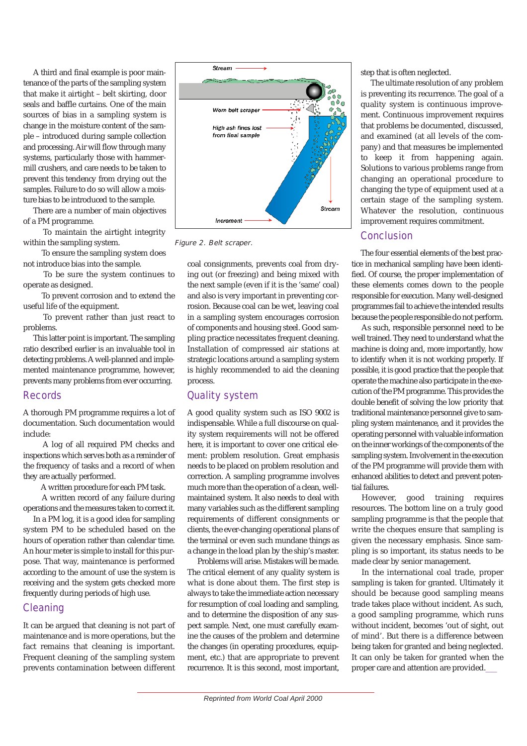A third and final example is poor maintenance of the parts of the sampling system that make it airtight – belt skirting, door seals and baffle curtains. One of the main sources of bias in a sampling system is change in the moisture content of the sample – introduced during sample collection and processing. Air will flow through many systems, particularly those with hammermill crushers, and care needs to be taken to prevent this tendency from drying out the samples. Failure to do so will allow a moisture bias to be introduced to the sample.

There are a number of main objectives of a PM programme.

- To maintain the airtight integrity within the sampling system.
- To ensure the sampling system does not introduce bias into the sample.
- To be sure the system continues to operate as designed.
- To prevent corrosion and to extend the useful life of the equipment.
- To prevent rather than just react to problems.

This latter point is important. The sampling ratio described earlier is an invaluable tool in detecting problems. A well-planned and implemented maintenance programme, however, prevents many problems from ever occurring.

## Records

A thorough PM programme requires a lot of documentation. Such documentation would include:

- A log of all required PM checks and inspections which serves both as a reminder of the frequency of tasks and a record of when they are actually performed.
- A written procedure for each PM task.
- A written record of any failure during operations and the measures taken to correct it.

In a PM log, it is a good idea for sampling system PM to be scheduled based on the hours of operation rather than calendar time. An hour meter is simple to install for this purpose. That way, maintenance is performed according to the amount of use the system is receiving and the system gets checked more frequently during periods of high use.

## Cleaning

It can be argued that cleaning is not part of maintenance and is more operations, but the fact remains that cleaning is important. Frequent cleaning of the sampling system prevents contamination between different coal consignments, prevents coal from drying out (or freezing) and being mixed with the next sample (even if it is the 'same' coal) and also is very important in preventing corrosion. Because coal can be wet, leaving coal in a sampling system encourages corrosion of components and housing steel. Good sampling practice necessitates frequent cleaning. Installation of compressed air stations at strategic locations around a sampling system is highly recommended to aid the cleaning process.

Stream

Worn belt scraper

High ash fines lost from final sample

Stream

Increment

*Figure 2. Belt scraper.*

## Quality system

A good quality system such as ISO 9002 is indispensable. While a full discourse on quality system requirements will not be offered here, it is important to cover one critical element: problem resolution. Great emphasis needs to be placed on problem resolution and correction. A sampling programme involves much more than the operation of a clean, well-maintained system. It also needs to deal with many variables such as the different sampling requirements of different consignments or clients, the ever-changing operational plans of the terminal or even such mundane things as a change in the load plan by the ship's master.

Problems will arise. Mistakes will be made. The critical element of any quality system is what is done about them. The first step is always to take the immediate action necessary for resumption of coal loading and sampling, and to determine the disposition of any suspect sample. Next, one must carefully examine the causes of the problem and determine the changes (in operating procedures, equipment, etc.) that are appropriate to prevent recurrence. It is this second, most important, step that is often neglected.

The ultimate resolution of any problem is preventing its recurrence. The goal of a quality system is continuous improvement. Continuous improvement requires that problems be documented, discussed, and examined (at all levels of the company) and that measures be implemented to keep it from happening again. Solutions to various problems range from changing an operational procedure to changing the type of equipment used at a certain stage of the sampling system. Whatever the resolution, continuous improvement requires commitment.

## Conclusion

The four essential elements of the best practice in mechanical sampling have been identified. Of course, the proper implementation of these elements comes down to the people responsible for execution. Many well-designed programmes fail to achieve the intended results because the people responsible do not perform.

As such, responsible personnel need to be well trained. They need to understand what the machine is doing and, more importantly, how to identify when it is not working properly. If possible, it is good practice that the people that operate the machine also participate in the execution of the PM programme. This provides the double benefit of solving the low priority that traditional maintenance personnel give to sampling system maintenance, and it provides the operating personnel with valuable information on the inner workings of the components of the sampling system. Involvement in the execution of the PM programme will provide them with enhanced abilities to detect and prevent potential failures.

However, good training requires resources. The bottom line on a truly good sampling programme is that the people that write the cheques ensure that sampling is given the necessary emphasis. Since sampling is so important, its status needs to be made clear by senior management.

In the international coal trade, proper sampling is taken for granted. Ultimately it should be because good sampling means trade takes place without incident. As such, a good sampling programme, which runs without incident, becomes 'out of sight, out of mind'. But there is a difference between being taken for granted and being neglected. It can only be taken for granted when the proper care and attention are provided.

*Reprinted from World Coal April 2000*